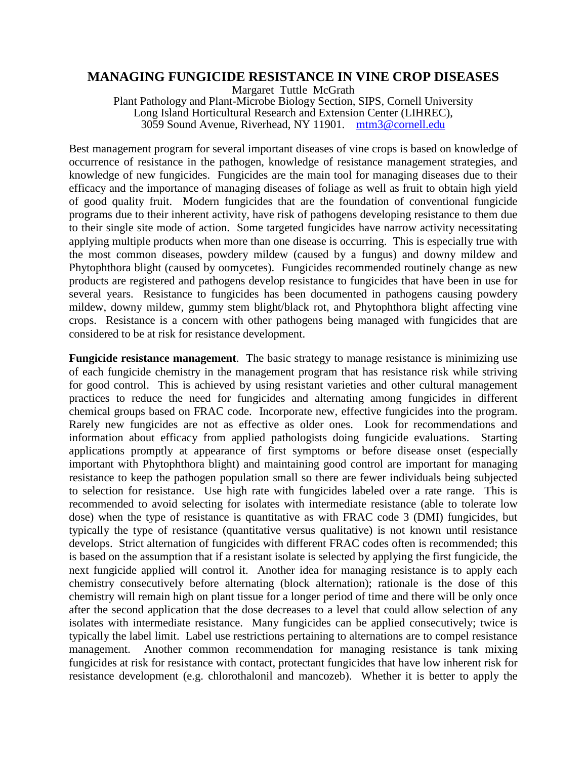# MANAGING FUNGICIDE RESISTANCE IN VINE CROP DISEASES

Margaret Tuttle McGrath
Plant Pathology and Plant-Microbe Biology Section, SIPS, Cornell University
Long Island Horticultural Research and Extension Center (LIHREC),
3059 Sound Avenue, Riverhead, NY 11901. mtm3@cornell.edu

Best management program for several important diseases of vine crops is based on knowledge of occurrence of resistance in the pathogen, knowledge of resistance management strategies, and knowledge of new fungicides. Fungicides are the main tool for managing diseases due to their efficacy and the importance of managing diseases of foliage as well as fruit to obtain high yield of good quality fruit. Modern fungicides that are the foundation of conventional fungicide programs due to their inherent activity, have risk of pathogens developing resistance to them due to their single site mode of action. Some targeted fungicides have narrow activity necessitating applying multiple products when more than one disease is occurring. This is especially true with the most common diseases, powdery mildew (caused by a fungus) and downy mildew and Phytophthora blight (caused by oomycetes). Fungicides recommended routinely change as new products are registered and pathogens develop resistance to fungicides that have been in use for several years. Resistance to fungicides has been documented in pathogens causing powdery mildew, downy mildew, gummy stem blight/black rot, and Phytophthora blight affecting vine crops. Resistance is a concern with other pathogens being managed with fungicides that are considered to be at risk for resistance development.

**Fungicide resistance management**. The basic strategy to manage resistance is minimizing use of each fungicide chemistry in the management program that has resistance risk while striving for good control. This is achieved by using resistant varieties and other cultural management practices to reduce the need for fungicides and alternating among fungicides in different chemical groups based on FRAC code. Incorporate new, effective fungicides into the program. Rarely new fungicides are not as effective as older ones. Look for recommendations and information about efficacy from applied pathologists doing fungicide evaluations. Starting applications promptly at appearance of first symptoms or before disease onset (especially important with Phytophthora blight) and maintaining good control are important for managing resistance to keep the pathogen population small so there are fewer individuals being subjected to selection for resistance. Use high rate with fungicides labeled over a rate range. This is recommended to avoid selecting for isolates with intermediate resistance (able to tolerate low dose) when the type of resistance is quantitative as with FRAC code 3 (DMI) fungicides, but typically the type of resistance (quantitative versus qualitative) is not known until resistance develops. Strict alternation of fungicides with different FRAC codes often is recommended; this is based on the assumption that if a resistant isolate is selected by applying the first fungicide, the next fungicide applied will control it. Another idea for managing resistance is to apply each chemistry consecutively before alternating (block alternation); rationale is the dose of this chemistry will remain high on plant tissue for a longer period of time and there will be only once after the second application that the dose decreases to a level that could allow selection of any isolates with intermediate resistance. Many fungicides can be applied consecutively; twice is typically the label limit. Label use restrictions pertaining to alternations are to compel resistance management. Another common recommendation for managing resistance is tank mixing fungicides at risk for resistance with contact, protectant fungicides that have low inherent risk for resistance development (e.g. chlorothalonil and mancozeb). Whether it is better to apply the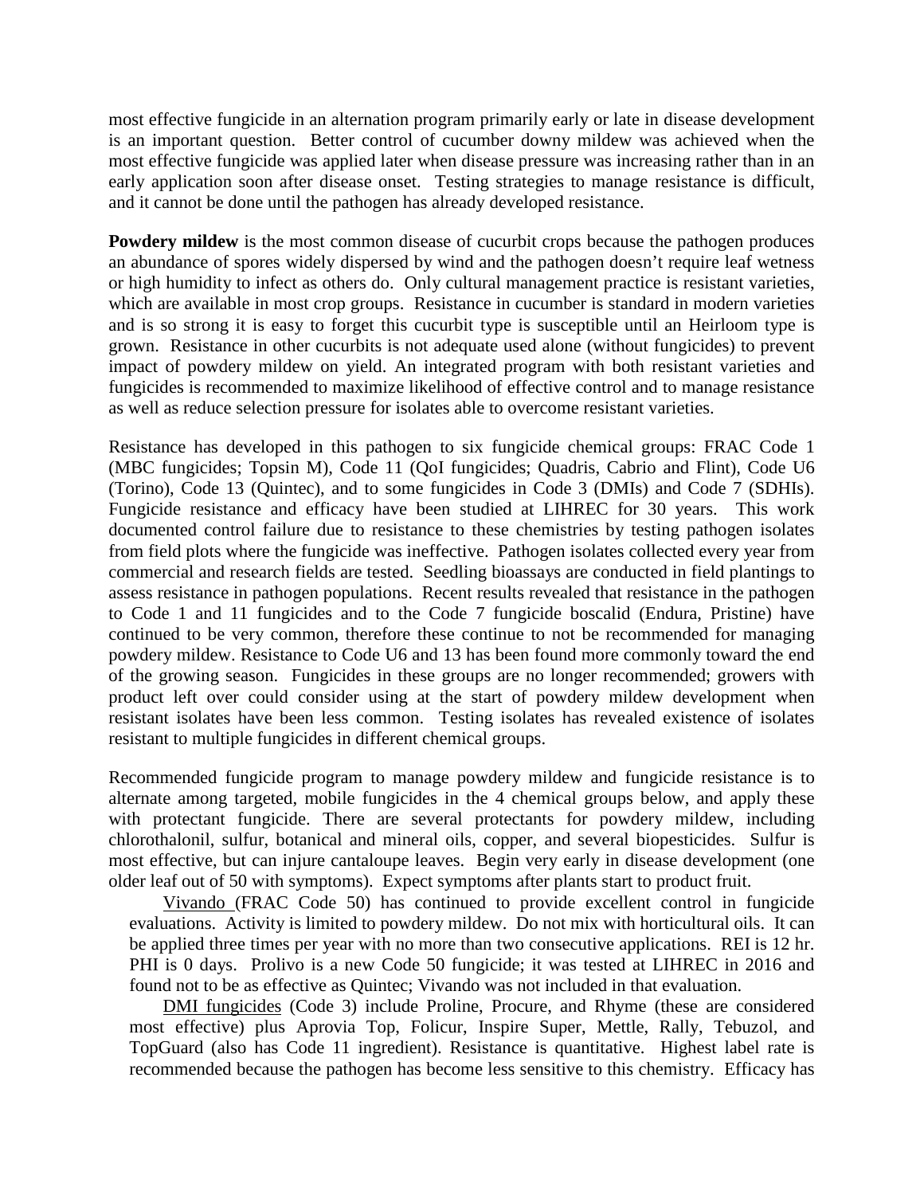most effective fungicide in an alternation program primarily early or late in disease development is an important question. Better control of cucumber downy mildew was achieved when the most effective fungicide was applied later when disease pressure was increasing rather than in an early application soon after disease onset. Testing strategies to manage resistance is difficult, and it cannot be done until the pathogen has already developed resistance.

**Powdery mildew** is the most common disease of cucurbit crops because the pathogen produces an abundance of spores widely dispersed by wind and the pathogen doesn't require leaf wetness or high humidity to infect as others do. Only cultural management practice is resistant varieties, which are available in most crop groups. Resistance in cucumber is standard in modern varieties and is so strong it is easy to forget this cucurbit type is susceptible until an Heirloom type is grown. Resistance in other cucurbits is not adequate used alone (without fungicides) to prevent impact of powdery mildew on yield. An integrated program with both resistant varieties and fungicides is recommended to maximize likelihood of effective control and to manage resistance as well as reduce selection pressure for isolates able to overcome resistant varieties.

Resistance has developed in this pathogen to six fungicide chemical groups: FRAC Code 1 (MBC fungicides; Topsin M), Code 11 (QoI fungicides; Quadris, Cabrio and Flint), Code U6 (Torino), Code 13 (Quintec), and to some fungicides in Code 3 (DMIs) and Code 7 (SDHIs). Fungicide resistance and efficacy have been studied at LIHREC for 30 years. This work documented control failure due to resistance to these chemistries by testing pathogen isolates from field plots where the fungicide was ineffective. Pathogen isolates collected every year from commercial and research fields are tested. Seedling bioassays are conducted in field plantings to assess resistance in pathogen populations. Recent results revealed that resistance in the pathogen to Code 1 and 11 fungicides and to the Code 7 fungicide boscalid (Endura, Pristine) have continued to be very common, therefore these continue to not be recommended for managing powdery mildew. Resistance to Code U6 and 13 has been found more commonly toward the end of the growing season. Fungicides in these groups are no longer recommended; growers with product left over could consider using at the start of powdery mildew development when resistant isolates have been less common. Testing isolates has revealed existence of isolates resistant to multiple fungicides in different chemical groups.

Recommended fungicide program to manage powdery mildew and fungicide resistance is to alternate among targeted, mobile fungicides in the 4 chemical groups below, and apply these with protectant fungicide. There are several protectants for powdery mildew, including chlorothalonil, sulfur, botanical and mineral oils, copper, and several biopesticides. Sulfur is most effective, but can injure cantaloupe leaves. Begin very early in disease development (one older leaf out of 50 with symptoms). Expect symptoms after plants start to product fruit.

Vivando (FRAC Code 50) has continued to provide excellent control in fungicide evaluations. Activity is limited to powdery mildew. Do not mix with horticultural oils. It can be applied three times per year with no more than two consecutive applications. REI is 12 hr. PHI is 0 days. Prolivo is a new Code 50 fungicide; it was tested at LIHREC in 2016 and found not to be as effective as Quintec; Vivando was not included in that evaluation.

DMI fungicides (Code 3) include Proline, Procure, and Rhyme (these are considered most effective) plus Aprovia Top, Folicur, Inspire Super, Mettle, Rally, Tebuzol, and TopGuard (also has Code 11 ingredient). Resistance is quantitative. Highest label rate is recommended because the pathogen has become less sensitive to this chemistry. Efficacy has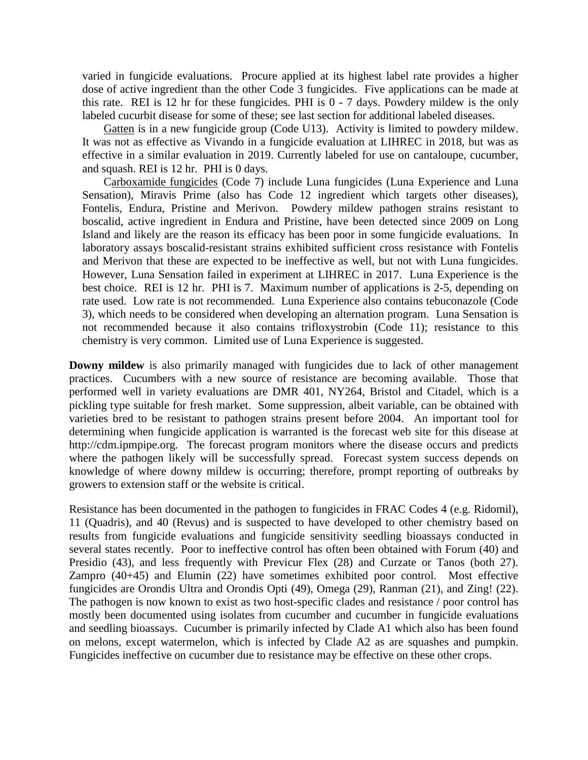varied in fungicide evaluations. Procure applied at its highest label rate provides a higher dose of active ingredient than the other Code 3 fungicides. Five applications can be made at this rate. REI is 12 hr for these fungicides. PHI is 0 - 7 days. Powdery mildew is the only labeled cucurbit disease for some of these; see last section for additional labeled diseases.

Gatten is in a new fungicide group (Code U13). Activity is limited to powdery mildew. It was not as effective as Vivando in a fungicide evaluation at LIHREC in 2018, but was as effective in a similar evaluation in 2019. Currently labeled for use on cantaloupe, cucumber, and squash. REI is 12 hr. PHI is 0 days.

Carboxamide fungicides (Code 7) include Luna fungicides (Luna Experience and Luna Sensation), Miravis Prime (also has Code 12 ingredient which targets other diseases), Fontelis, Endura, Pristine and Merivon. Powdery mildew pathogen strains resistant to boscalid, active ingredient in Endura and Pristine, have been detected since 2009 on Long Island and likely are the reason its efficacy has been poor in some fungicide evaluations. In laboratory assays boscalid-resistant strains exhibited sufficient cross resistance with Fontelis and Merivon that these are expected to be ineffective as well, but not with Luna fungicides. However, Luna Sensation failed in experiment at LIHREC in 2017. Luna Experience is the best choice. REI is 12 hr. PHI is 7. Maximum number of applications is 2-5, depending on rate used. Low rate is not recommended. Luna Experience also contains tebuconazole (Code 3), which needs to be considered when developing an alternation program. Luna Sensation is not recommended because it also contains trifloxystrobin (Code 11); resistance to this chemistry is very common. Limited use of Luna Experience is suggested.

**Downy mildew** is also primarily managed with fungicides due to lack of other management practices. Cucumbers with a new source of resistance are becoming available. Those that performed well in variety evaluations are DMR 401, NY264, Bristol and Citadel, which is a pickling type suitable for fresh market. Some suppression, albeit variable, can be obtained with varieties bred to be resistant to pathogen strains present before 2004. An important tool for determining when fungicide application is warranted is the forecast web site for this disease at http://cdm.ipmpipe.org. The forecast program monitors where the disease occurs and predicts where the pathogen likely will be successfully spread. Forecast system success depends on knowledge of where downy mildew is occurring; therefore, prompt reporting of outbreaks by growers to extension staff or the website is critical.

Resistance has been documented in the pathogen to fungicides in FRAC Codes 4 (e.g. Ridomil), 11 (Quadris), and 40 (Revus) and is suspected to have developed to other chemistry based on results from fungicide evaluations and fungicide sensitivity seedling bioassays conducted in several states recently. Poor to ineffective control has often been obtained with Forum (40) and Presidio (43), and less frequently with Previcur Flex (28) and Curzate or Tanos (both 27). Zampro (40+45) and Elumin (22) have sometimes exhibited poor control. Most effective fungicides are Orondis Ultra and Orondis Opti (49), Omega (29), Ranman (21), and Zing! (22). The pathogen is now known to exist as two host-specific clades and resistance / poor control has mostly been documented using isolates from cucumber and cucumber in fungicide evaluations and seedling bioassays. Cucumber is primarily infected by Clade A1 which also has been found on melons, except watermelon, which is infected by Clade A2 as are squashes and pumpkin. Fungicides ineffective on cucumber due to resistance may be effective on these other crops.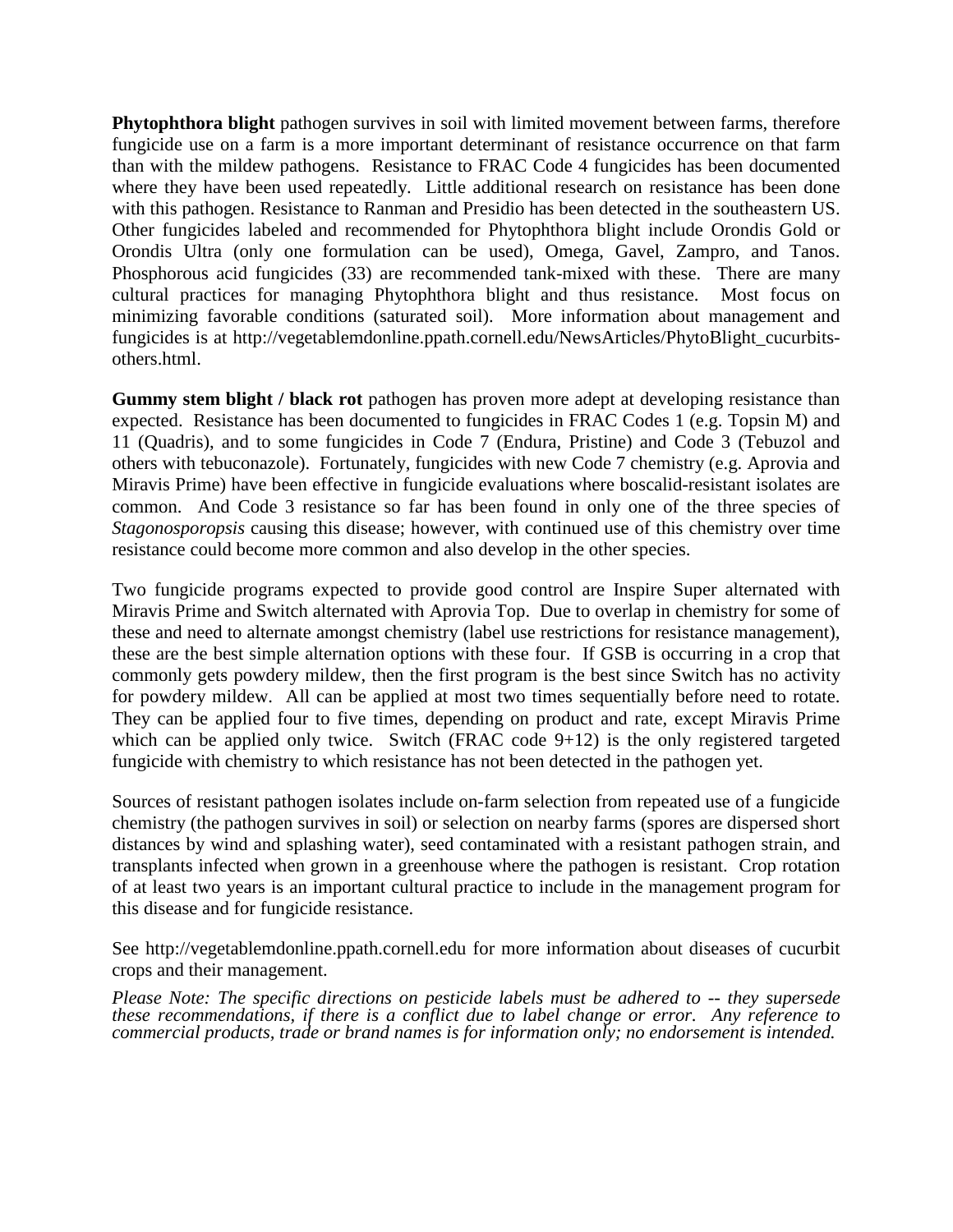**Phytophthora blight** pathogen survives in soil with limited movement between farms, therefore fungicide use on a farm is a more important determinant of resistance occurrence on that farm than with the mildew pathogens. Resistance to FRAC Code 4 fungicides has been documented where they have been used repeatedly. Little additional research on resistance has been done with this pathogen. Resistance to Ranman and Presidio has been detected in the southeastern US. Other fungicides labeled and recommended for Phytophthora blight include Orondis Gold or Orondis Ultra (only one formulation can be used), Omega, Gavel, Zampro, and Tanos. Phosphorous acid fungicides (33) are recommended tank-mixed with these. There are many cultural practices for managing Phytophthora blight and thus resistance. Most focus on minimizing favorable conditions (saturated soil). More information about management and fungicides is at http://vegetablemdonline.ppath.cornell.edu/NewsArticles/PhytoBlight_cucurbits-others.html.

**Gummy stem blight / black rot** pathogen has proven more adept at developing resistance than expected. Resistance has been documented to fungicides in FRAC Codes 1 (e.g. Topsin M) and 11 (Quadris), and to some fungicides in Code 7 (Endura, Pristine) and Code 3 (Tebuzol and others with tebuconazole). Fortunately, fungicides with new Code 7 chemistry (e.g. Aprovia and Miravis Prime) have been effective in fungicide evaluations where boscalid-resistant isolates are common. And Code 3 resistance so far has been found in only one of the three species of *Stagonosporopsis* causing this disease; however, with continued use of this chemistry over time resistance could become more common and also develop in the other species.

Two fungicide programs expected to provide good control are Inspire Super alternated with Miravis Prime and Switch alternated with Aprovia Top. Due to overlap in chemistry for some of these and need to alternate amongst chemistry (label use restrictions for resistance management), these are the best simple alternation options with these four. If GSB is occurring in a crop that commonly gets powdery mildew, then the first program is the best since Switch has no activity for powdery mildew. All can be applied at most two times sequentially before need to rotate. They can be applied four to five times, depending on product and rate, except Miravis Prime which can be applied only twice. Switch (FRAC code 9+12) is the only registered targeted fungicide with chemistry to which resistance has not been detected in the pathogen yet.

Sources of resistant pathogen isolates include on-farm selection from repeated use of a fungicide chemistry (the pathogen survives in soil) or selection on nearby farms (spores are dispersed short distances by wind and splashing water), seed contaminated with a resistant pathogen strain, and transplants infected when grown in a greenhouse where the pathogen is resistant. Crop rotation of at least two years is an important cultural practice to include in the management program for this disease and for fungicide resistance.

See http://vegetablemdonline.ppath.cornell.edu for more information about diseases of cucurbit crops and their management.

*Please Note: The specific directions on pesticide labels must be adhered to -- they supersede these recommendations, if there is a conflict due to label change or error. Any reference to commercial products, trade or brand names is for information only; no endorsement is intended.*